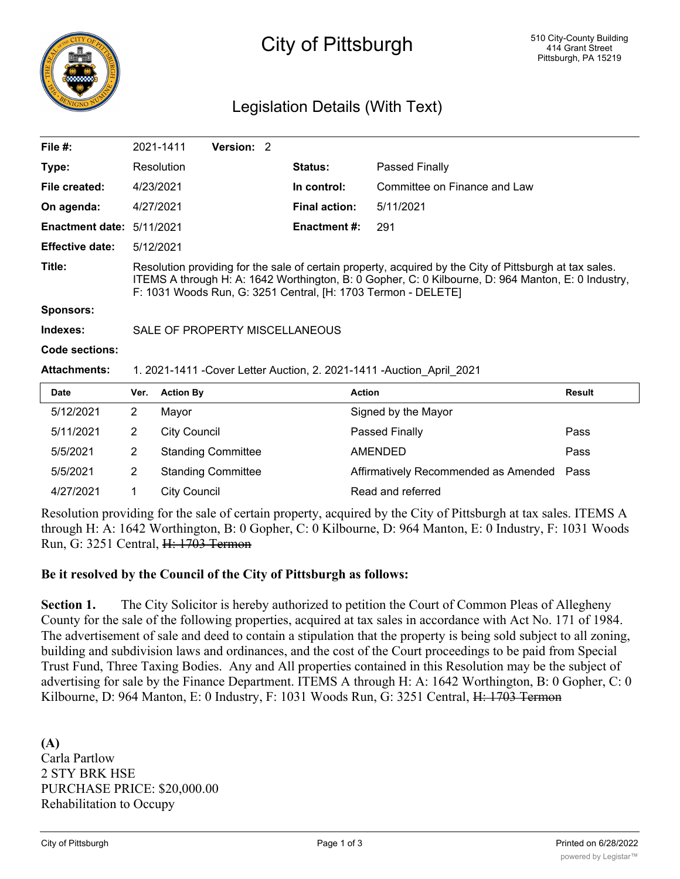# City of Pittsburgh

510 City-County Building
414 Grant Street
Pittsburgh, PA 15219

## Legislation Details (With Text)

| | | | |
|---|---|---|---|
| **File #:** | 2021-1411 **Version:** 2 | | |
| **Type:** | Resolution | **Status:** | Passed Finally |
| **File created:** | 4/23/2021 | **In control:** | Committee on Finance and Law |
| **On agenda:** | 4/27/2021 | **Final action:** | 5/11/2021 |
| **Enactment date:** | 5/11/2021 | **Enactment #:** | 291 |
| **Effective date:** | 5/12/2021 | | |

**Title:** Resolution providing for the sale of certain property, acquired by the City of Pittsburgh at tax sales. ITEMS A through H: A: 1642 Worthington, B: 0 Gopher, C: 0 Kilbourne, D: 964 Manton, E: 0 Industry, F: 1031 Woods Run, G: 3251 Central, [H: 1703 Termon - DELETE]

**Sponsors:**

**Indexes:** SALE OF PROPERTY MISCELLANEOUS

**Code sections:**

**Attachments:** 1. 2021-1411 -Cover Letter Auction, 2. 2021-1411 -Auction_April_2021

| Date | Ver. | Action By | Action | Result |
|---|---|---|---|---|
| 5/12/2021 | 2 | Mayor | Signed by the Mayor | |
| 5/11/2021 | 2 | City Council | Passed Finally | Pass |
| 5/5/2021 | 2 | Standing Committee | AMENDED | Pass |
| 5/5/2021 | 2 | Standing Committee | Affirmatively Recommended as Amended | Pass |
| 4/27/2021 | 1 | City Council | Read and referred | |

Resolution providing for the sale of certain property, acquired by the City of Pittsburgh at tax sales. ITEMS A through H: A: 1642 Worthington, B: 0 Gopher, C: 0 Kilbourne, D: 964 Manton, E: 0 Industry, F: 1031 Woods Run, G: 3251 Central, ~~H: 1703 Termon~~

**Be it resolved by the Council of the City of Pittsburgh as follows:**

**Section 1.** The City Solicitor is hereby authorized to petition the Court of Common Pleas of Allegheny County for the sale of the following properties, acquired at tax sales in accordance with Act No. 171 of 1984. The advertisement of sale and deed to contain a stipulation that the property is being sold subject to all zoning, building and subdivision laws and ordinances, and the cost of the Court proceedings to be paid from Special Trust Fund, Three Taxing Bodies. Any and All properties contained in this Resolution may be the subject of advertising for sale by the Finance Department. ITEMS A through H: A: 1642 Worthington, B: 0 Gopher, C: 0 Kilbourne, D: 964 Manton, E: 0 Industry, F: 1031 Woods Run, G: 3251 Central, ~~H: 1703 Termon~~

**(A)**
Carla Partlow
2 STY BRK HSE
PURCHASE PRICE: $20,000.00
Rehabilitation to Occupy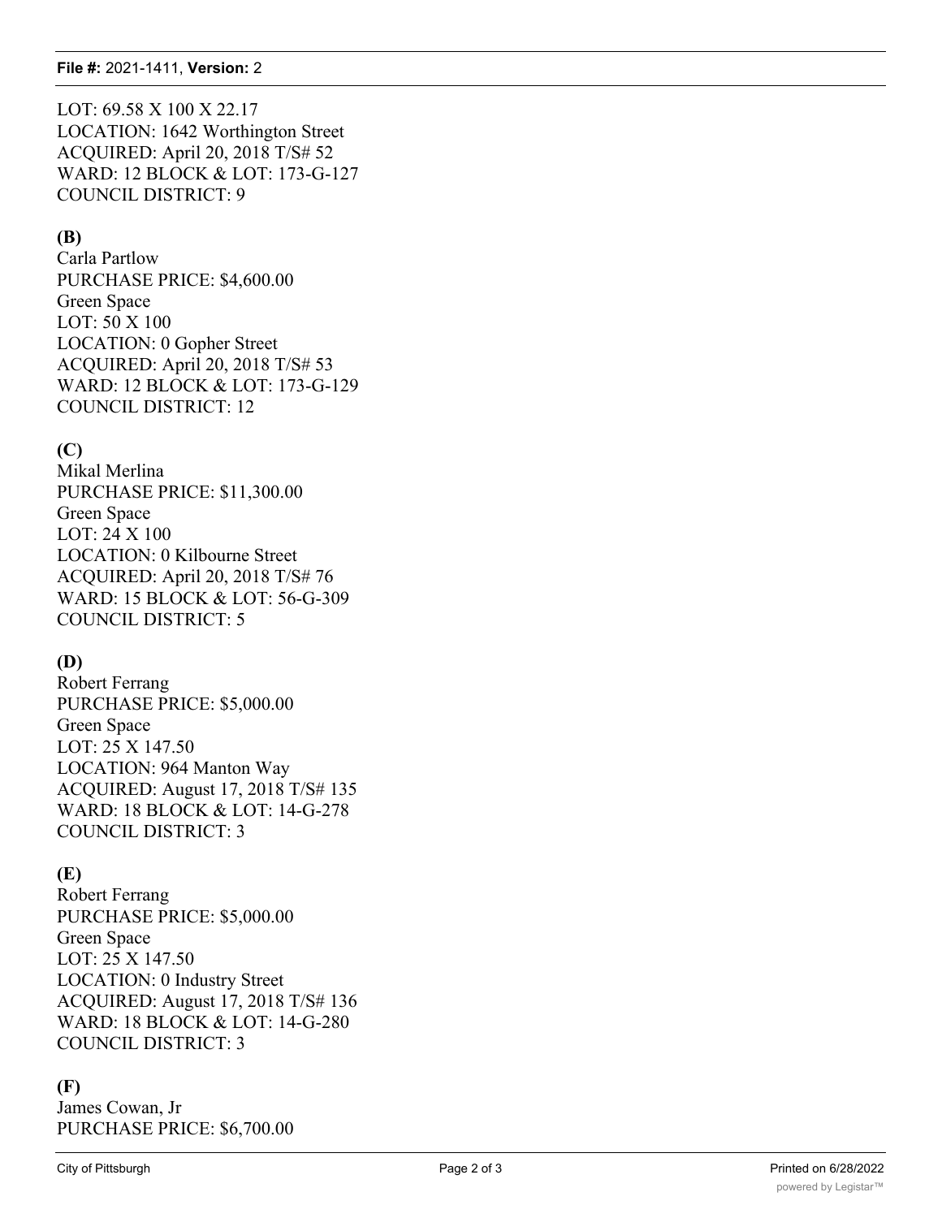LOT: 69.58 X 100 X 22.17
LOCATION: 1642 Worthington Street
ACQUIRED: April 20, 2018 T/S# 52
WARD: 12 BLOCK & LOT: 173-G-127
COUNCIL DISTRICT: 9

**(B)**
Carla Partlow
PURCHASE PRICE: $4,600.00
Green Space
LOT: 50 X 100
LOCATION: 0 Gopher Street
ACQUIRED: April 20, 2018 T/S# 53
WARD: 12 BLOCK & LOT: 173-G-129
COUNCIL DISTRICT: 12

**(C)**
Mikal Merlina
PURCHASE PRICE: $11,300.00
Green Space
LOT: 24 X 100
LOCATION: 0 Kilbourne Street
ACQUIRED: April 20, 2018 T/S# 76
WARD: 15 BLOCK & LOT: 56-G-309
COUNCIL DISTRICT: 5

**(D)**
Robert Ferrang
PURCHASE PRICE: $5,000.00
Green Space
LOT: 25 X 147.50
LOCATION: 964 Manton Way
ACQUIRED: August 17, 2018 T/S# 135
WARD: 18 BLOCK & LOT: 14-G-278
COUNCIL DISTRICT: 3

**(E)**
Robert Ferrang
PURCHASE PRICE: $5,000.00
Green Space
LOT: 25 X 147.50
LOCATION: 0 Industry Street
ACQUIRED: August 17, 2018 T/S# 136
WARD: 18 BLOCK & LOT: 14-G-280
COUNCIL DISTRICT: 3

**(F)**
James Cowan, Jr
PURCHASE PRICE: $6,700.00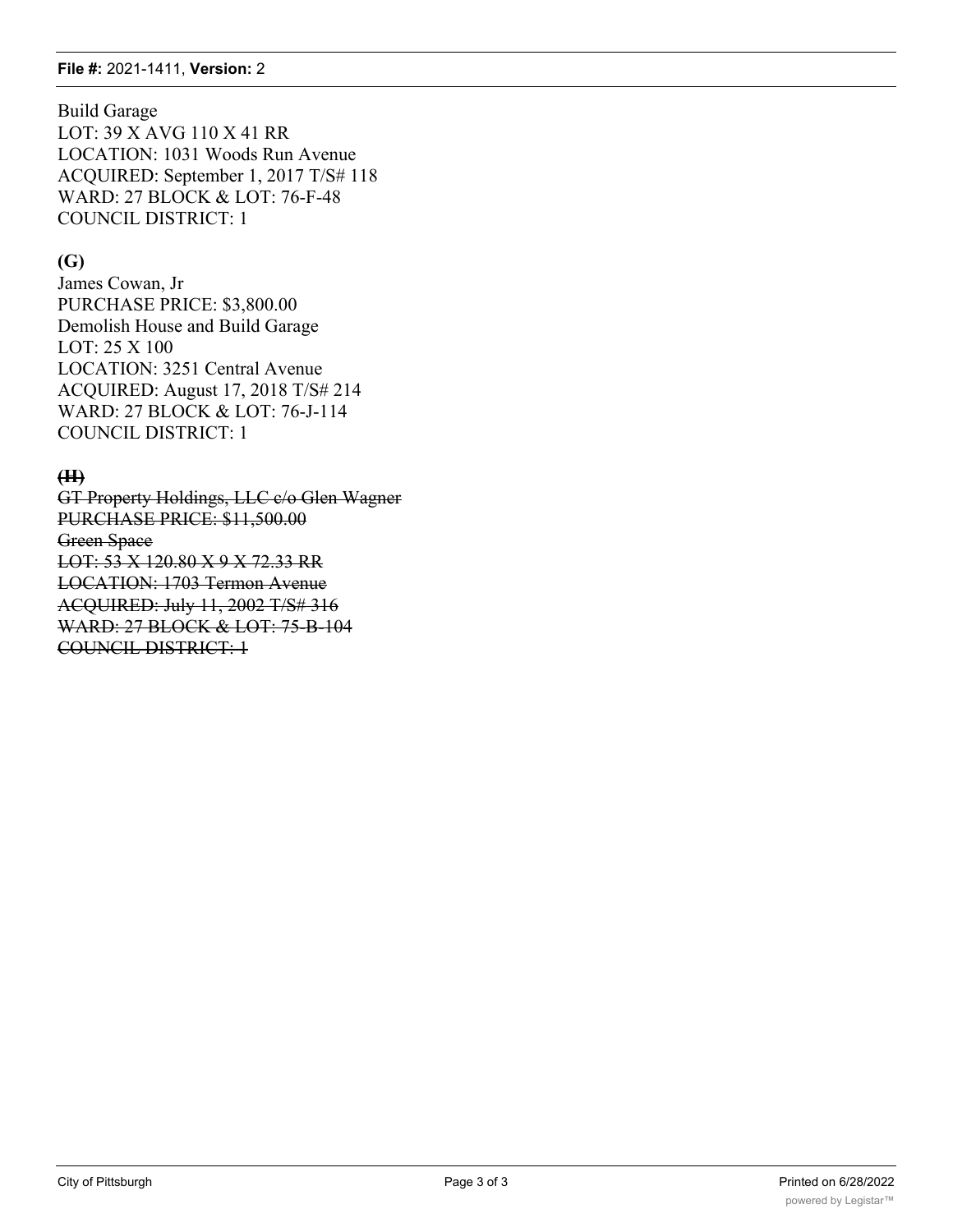Build Garage
LOT: 39 X AVG 110 X 41 RR
LOCATION: 1031 Woods Run Avenue
ACQUIRED: September 1, 2017 T/S# 118
WARD: 27 BLOCK & LOT: 76-F-48
COUNCIL DISTRICT: 1

**(G)**
James Cowan, Jr
PURCHASE PRICE: $3,800.00
Demolish House and Build Garage
LOT: 25 X 100
LOCATION: 3251 Central Avenue
ACQUIRED: August 17, 2018 T/S# 214
WARD: 27 BLOCK & LOT: 76-J-114
COUNCIL DISTRICT: 1

~~**(H)**~~
~~GT Property Holdings, LLC c/o Glen Wagner~~
~~PURCHASE PRICE: $11,500.00~~
~~Green Space~~
~~LOT: 53 X 120.80 X 9 X 72.33 RR~~
~~LOCATION: 1703 Termon Avenue~~
~~ACQUIRED: July 11, 2002 T/S# 316~~
~~WARD: 27 BLOCK & LOT: 75-B-104~~
~~COUNCIL DISTRICT: 1~~